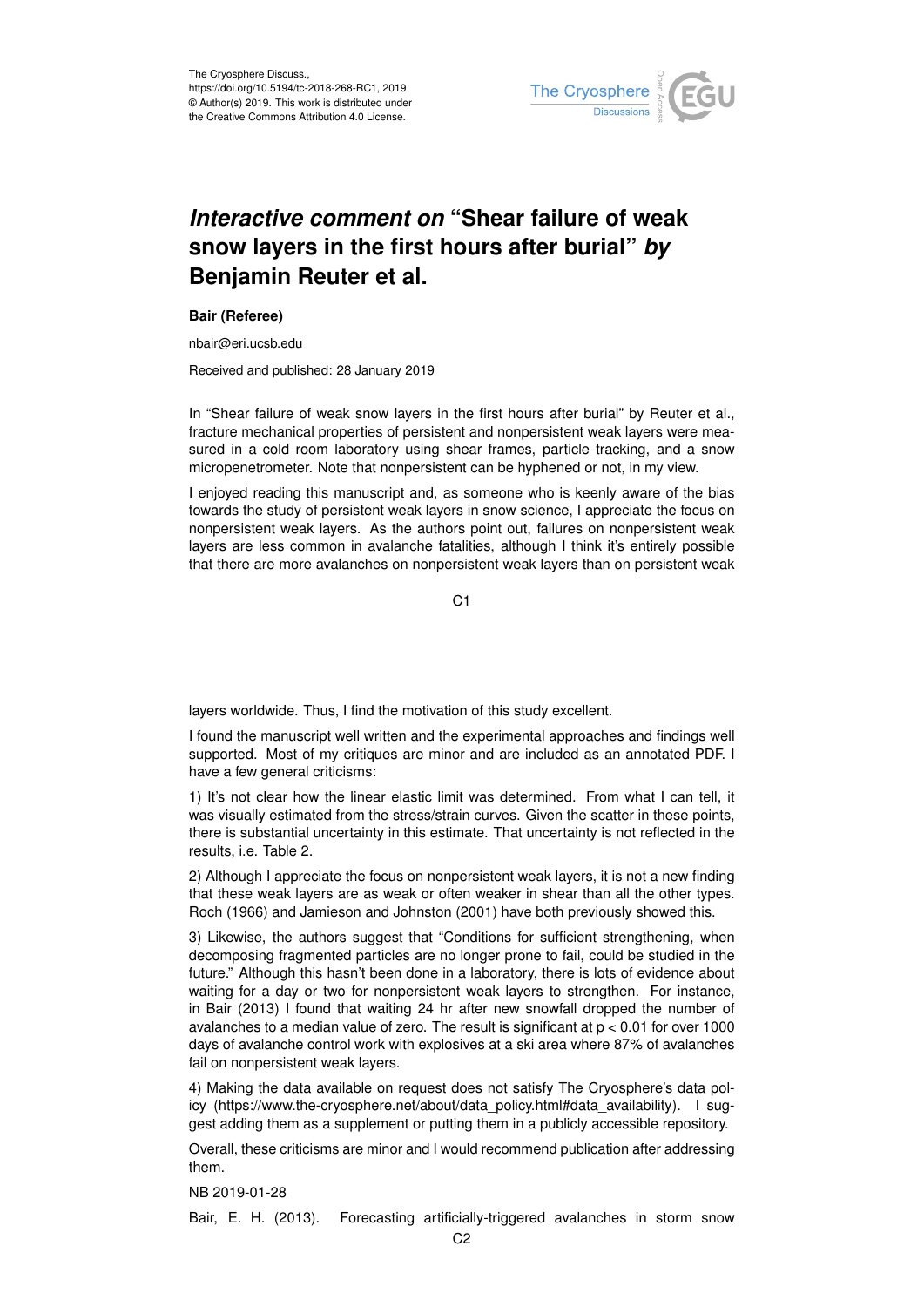# *Interactive comment on* "Shear failure of weak snow layers in the first hours after burial" *by* Benjamin Reuter et al.

**Bair (Referee)**

nbair@eri.ucsb.edu

Received and published: 28 January 2019

In "Shear failure of weak snow layers in the first hours after burial" by Reuter et al., fracture mechanical properties of persistent and nonpersistent weak layers were measured in a cold room laboratory using shear frames, particle tracking, and a snow micropenetrometer. Note that nonpersistent can be hyphened or not, in my view.

I enjoyed reading this manuscript and, as someone who is keenly aware of the bias towards the study of persistent weak layers in snow science, I appreciate the focus on nonpersistent weak layers. As the authors point out, failures on nonpersistent weak layers are less common in avalanche fatalities, although I think it's entirely possible that there are more avalanches on nonpersistent weak layers than on persistent weak layers worldwide. Thus, I find the motivation of this study excellent.

I found the manuscript well written and the experimental approaches and findings well supported. Most of my critiques are minor and are included as an annotated PDF. I have a few general criticisms:

1) It's not clear how the linear elastic limit was determined. From what I can tell, it was visually estimated from the stress/strain curves. Given the scatter in these points, there is substantial uncertainty in this estimate. That uncertainty is not reflected in the results, i.e. Table 2.

2) Although I appreciate the focus on nonpersistent weak layers, it is not a new finding that these weak layers are as weak or often weaker in shear than all the other types. Roch (1966) and Jamieson and Johnston (2001) have both previously showed this.

3) Likewise, the authors suggest that "Conditions for sufficient strengthening, when decomposing fragmented particles are no longer prone to fail, could be studied in the future." Although this hasn't been done in a laboratory, there is lots of evidence about waiting for a day or two for nonpersistent weak layers to strengthen. For instance, in Bair (2013) I found that waiting 24 hr after new snowfall dropped the number of avalanches to a median value of zero. The result is significant at $p < 0.01$ for over 1000 days of avalanche control work with explosives at a ski area where 87% of avalanches fail on nonpersistent weak layers.

4) Making the data available on request does not satisfy The Cryosphere's data policy (https://www.the-cryosphere.net/about/data_policy.html#data_availability). I suggest adding them as a supplement or putting them in a publicly accessible repository.

Overall, these criticisms are minor and I would recommend publication after addressing them.

NB 2019-01-28

Bair, E. H. (2013). Forecasting artificially-triggered avalanches in storm snow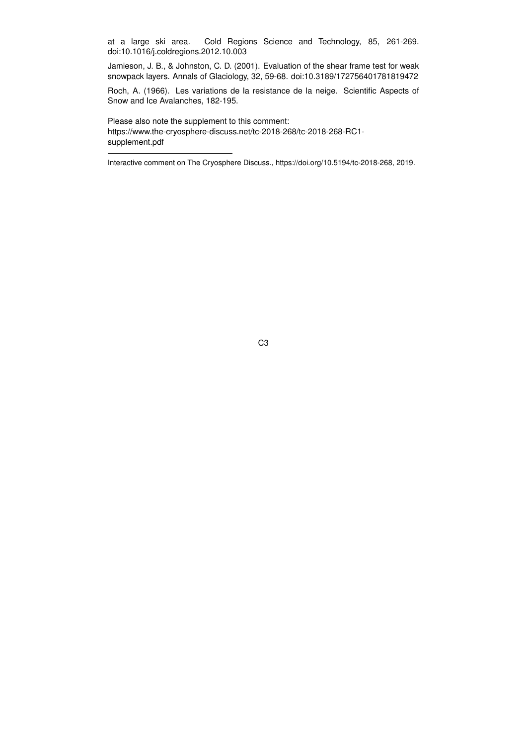at a large ski area. Cold Regions Science and Technology, 85, 261-269. doi:10.1016/j.coldregions.2012.10.003

Jamieson, J. B., & Johnston, C. D. (2001). Evaluation of the shear frame test for weak snowpack layers. Annals of Glaciology, 32, 59-68. doi:10.3189/172756401781819472

Roch, A. (1966). Les variations de la resistance de la neige. Scientific Aspects of Snow and Ice Avalanches, 182-195.

Please also note the supplement to this comment:
https://www.the-cryosphere-discuss.net/tc-2018-268/tc-2018-268-RC1-supplement.pdf

---

Interactive comment on The Cryosphere Discuss., https://doi.org/10.5194/tc-2018-268, 2019.